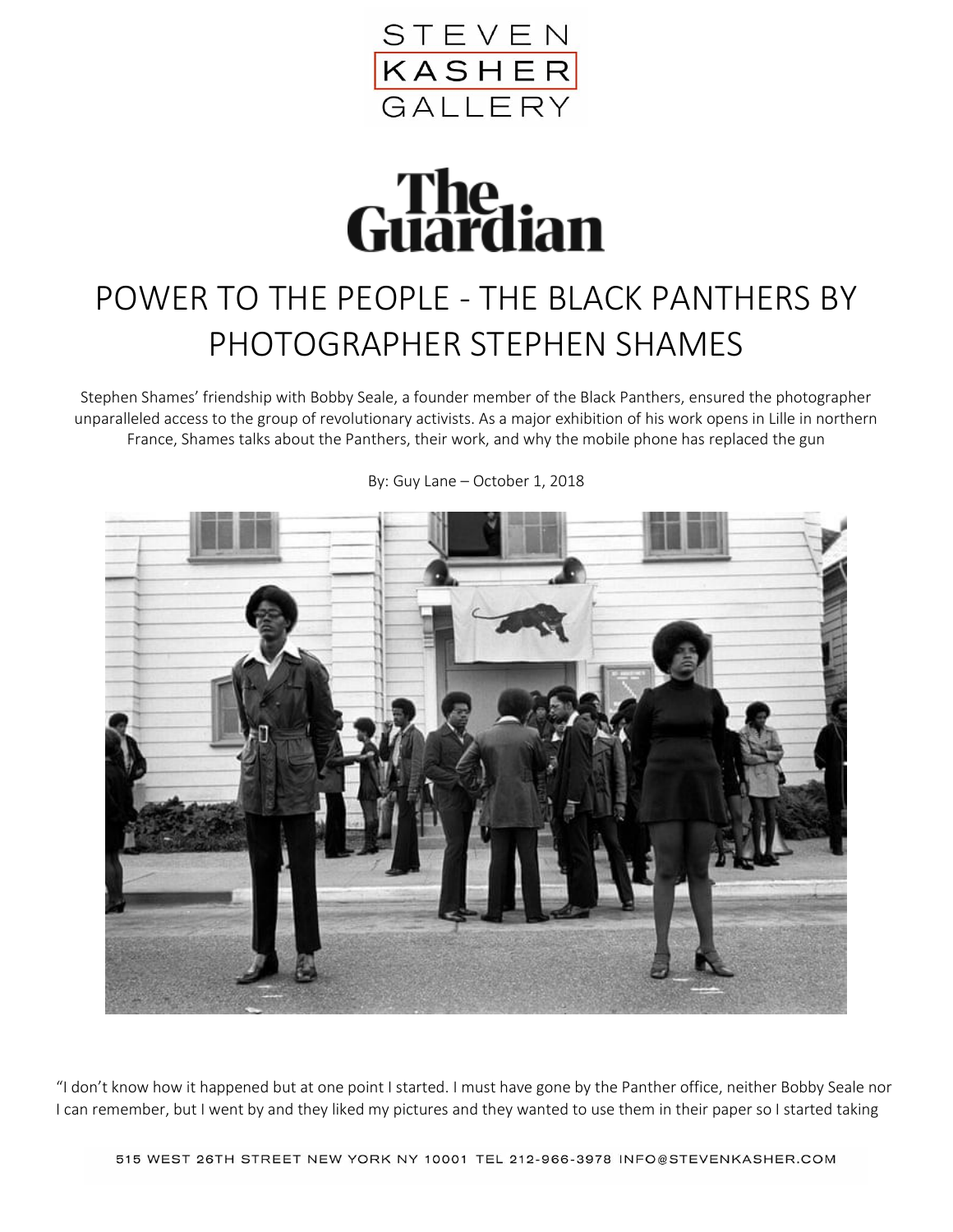STEVEN KASHER GALLERY

The Guardian

# POWER TO THE PEOPLE - THE BLACK PANTHERS BY PHOTOGRAPHER STEPHEN SHAMES

Stephen Shames' friendship with Bobby Seale, a founder member of the Black Panthers, ensured the photographer unparalleled access to the group of revolutionary activists. As a major exhibition of his work opens in Lille in northern France, Shames talks about the Panthers, their work, and why the mobile phone has replaced the gun

By: Guy Lane – October 1, 2018

"I don't know how it happened but at one point I started. I must have gone by the Panther office, neither Bobby Seale nor I can remember, but I went by and they liked my pictures and they wanted to use them in their paper so I started taking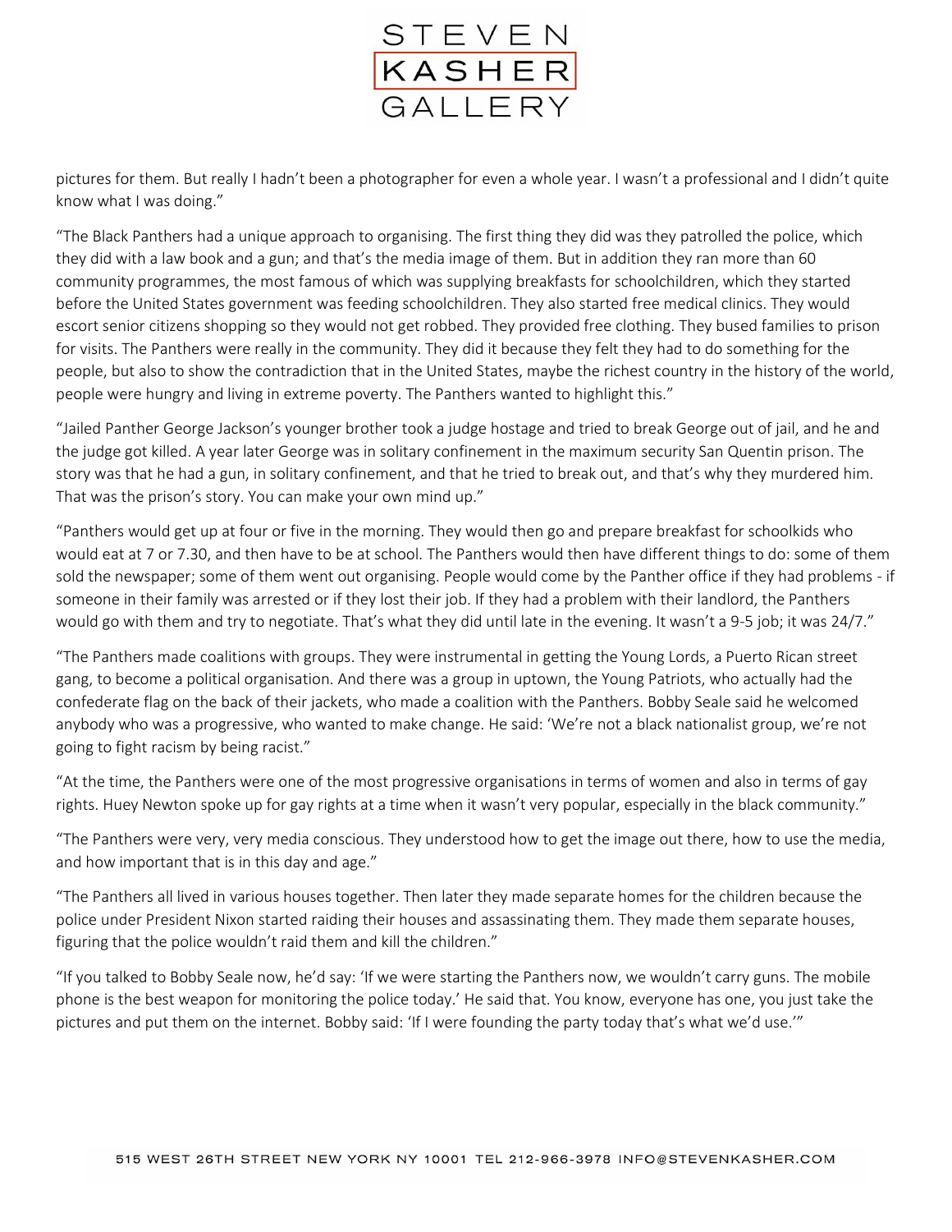pictures for them. But really I hadn't been a photographer for even a whole year. I wasn't a professional and I didn't quite know what I was doing."

"The Black Panthers had a unique approach to organising. The first thing they did was they patrolled the police, which they did with a law book and a gun; and that's the media image of them. But in addition they ran more than 60 community programmes, the most famous of which was supplying breakfasts for schoolchildren, which they started before the United States government was feeding schoolchildren. They also started free medical clinics. They would escort senior citizens shopping so they would not get robbed. They provided free clothing. They bused families to prison for visits. The Panthers were really in the community. They did it because they felt they had to do something for the people, but also to show the contradiction that in the United States, maybe the richest country in the history of the world, people were hungry and living in extreme poverty. The Panthers wanted to highlight this."

"Jailed Panther George Jackson's younger brother took a judge hostage and tried to break George out of jail, and he and the judge got killed. A year later George was in solitary confinement in the maximum security San Quentin prison. The story was that he had a gun, in solitary confinement, and that he tried to break out, and that's why they murdered him. That was the prison's story. You can make your own mind up."

"Panthers would get up at four or five in the morning. They would then go and prepare breakfast for schoolkids who would eat at 7 or 7.30, and then have to be at school. The Panthers would then have different things to do: some of them sold the newspaper; some of them went out organising. People would come by the Panther office if they had problems - if someone in their family was arrested or if they lost their job. If they had a problem with their landlord, the Panthers would go with them and try to negotiate. That's what they did until late in the evening. It wasn't a 9-5 job; it was 24/7."

"The Panthers made coalitions with groups. They were instrumental in getting the Young Lords, a Puerto Rican street gang, to become a political organisation. And there was a group in uptown, the Young Patriots, who actually had the confederate flag on the back of their jackets, who made a coalition with the Panthers. Bobby Seale said he welcomed anybody who was a progressive, who wanted to make change. He said: 'We're not a black nationalist group, we're not going to fight racism by being racist."

"At the time, the Panthers were one of the most progressive organisations in terms of women and also in terms of gay rights. Huey Newton spoke up for gay rights at a time when it wasn't very popular, especially in the black community."

"The Panthers were very, very media conscious. They understood how to get the image out there, how to use the media, and how important that is in this day and age."

"The Panthers all lived in various houses together. Then later they made separate homes for the children because the police under President Nixon started raiding their houses and assassinating them. They made them separate houses, figuring that the police wouldn't raid them and kill the children."

"If you talked to Bobby Seale now, he'd say: 'If we were starting the Panthers now, we wouldn't carry guns. The mobile phone is the best weapon for monitoring the police today.' He said that. You know, everyone has one, you just take the pictures and put them on the internet. Bobby said: 'If I were founding the party today that's what we'd use.'"